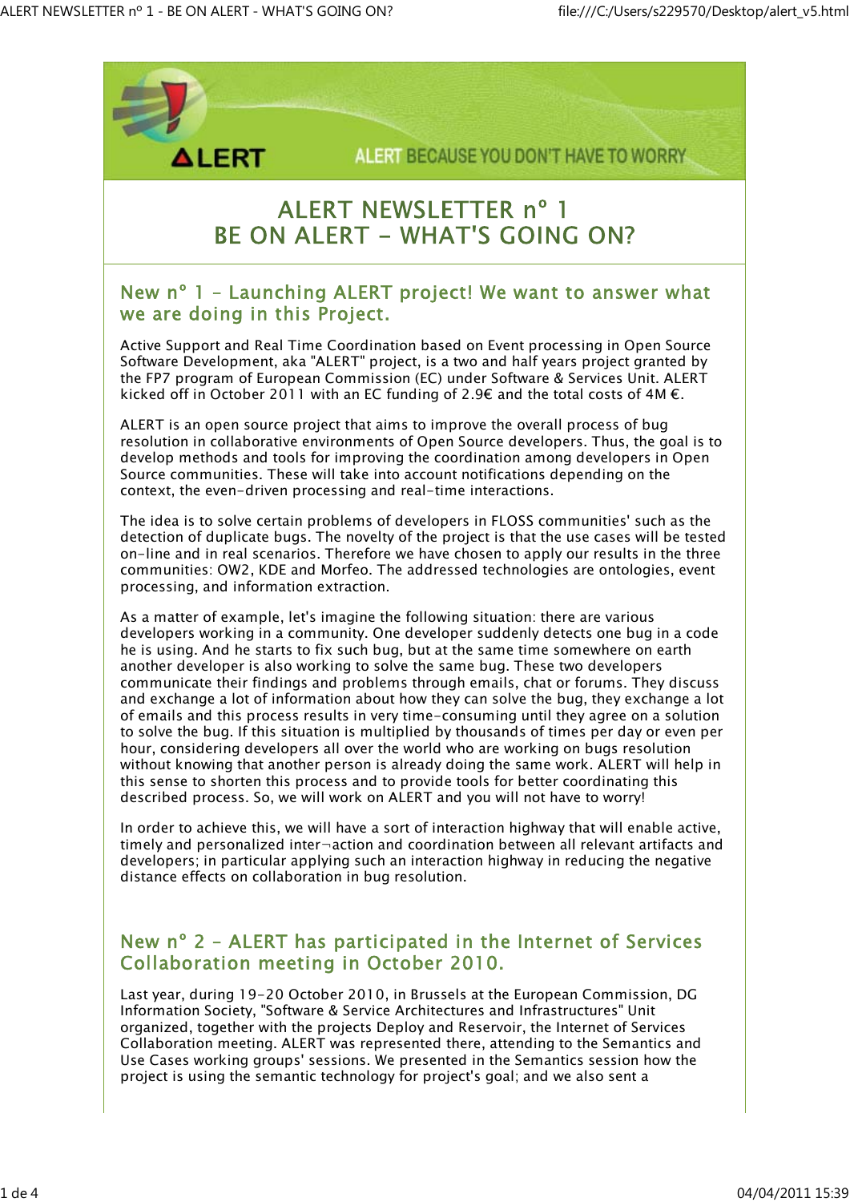ALERT BECAUSE YOU DON'T HAVE TO WORRY

# ALERT NEWSLETTER nº 1
# BE ON ALERT - WHAT'S GOING ON?

## New nº 1 - Launching ALERT project! We want to answer what we are doing in this Project.

Active Support and Real Time Coordination based on Event processing in Open Source Software Development, aka "ALERT" project, is a two and half years project granted by the FP7 program of European Commission (EC) under Software & Services Unit. ALERT kicked off in October 2011 with an EC funding of 2.9€ and the total costs of 4M €.

ALERT is an open source project that aims to improve the overall process of bug resolution in collaborative environments of Open Source developers. Thus, the goal is to develop methods and tools for improving the coordination among developers in Open Source communities. These will take into account notifications depending on the context, the even-driven processing and real-time interactions.

The idea is to solve certain problems of developers in FLOSS communities' such as the detection of duplicate bugs. The novelty of the project is that the use cases will be tested on-line and in real scenarios. Therefore we have chosen to apply our results in the three communities: OW2, KDE and Morfeo. The addressed technologies are ontologies, event processing, and information extraction.

As a matter of example, let's imagine the following situation: there are various developers working in a community. One developer suddenly detects one bug in a code he is using. And he starts to fix such bug, but at the same time somewhere on earth another developer is also working to solve the same bug. These two developers communicate their findings and problems through emails, chat or forums. They discuss and exchange a lot of information about how they can solve the bug, they exchange a lot of emails and this process results in very time-consuming until they agree on a solution to solve the bug. If this situation is multiplied by thousands of times per day or even per hour, considering developers all over the world who are working on bugs resolution without knowing that another person is already doing the same work. ALERT will help in this sense to shorten this process and to provide tools for better coordinating this described process. So, we will work on ALERT and you will not have to worry!

In order to achieve this, we will have a sort of interaction highway that will enable active, timely and personalized inter¬action and coordination between all relevant artifacts and developers; in particular applying such an interaction highway in reducing the negative distance effects on collaboration in bug resolution.

## New nº 2 - ALERT has participated in the Internet of Services Collaboration meeting in October 2010.

Last year, during 19-20 October 2010, in Brussels at the European Commission, DG Information Society, "Software & Service Architectures and Infrastructures" Unit organized, together with the projects Deploy and Reservoir, the Internet of Services Collaboration meeting. ALERT was represented there, attending to the Semantics and Use Cases working groups' sessions. We presented in the Semantics session how the project is using the semantic technology for project's goal; and we also sent a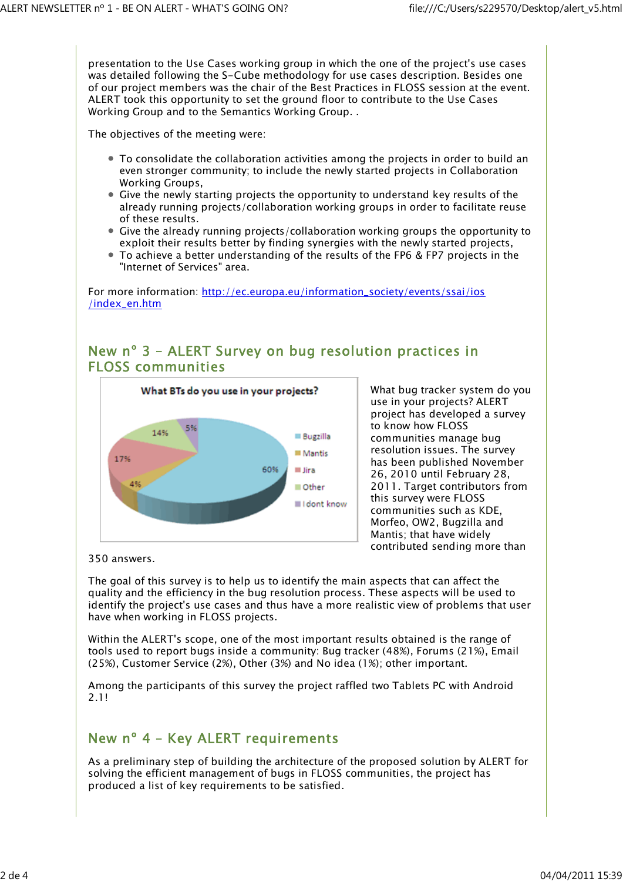presentation to the Use Cases working group in which the one of the project's use cases was detailed following the S-Cube methodology for use cases description. Besides one of our project members was the chair of the Best Practices in FLOSS session at the event. ALERT took this opportunity to set the ground floor to contribute to the Use Cases Working Group and to the Semantics Working Group. .

The objectives of the meeting were:

- To consolidate the collaboration activities among the projects in order to build an even stronger community; to include the newly started projects in Collaboration Working Groups,
- Give the newly starting projects the opportunity to understand key results of the already running projects/collaboration working groups in order to facilitate reuse of these results.
- Give the already running projects/collaboration working groups the opportunity to exploit their results better by finding synergies with the newly started projects,
- To achieve a better understanding of the results of the FP6 & FP7 projects in the "Internet of Services" area.

For more information: [http://ec.europa.eu/information_society/events/ssai/ios/index_en.htm](http://ec.europa.eu/information_society/events/ssai/ios/index_en.htm)

## New nº 3 – ALERT Survey on bug resolution practices in FLOSS communities

What BTs do you use in your projects?

| Bug tracker | % |
|---|---|
| Bugzilla | 60% |
| Mantis | 4% |
| Jira | 17% |
| Other | 14% |
| I dont know | 5% |

What bug tracker system do you use in your projects? ALERT project has developed a survey to know how FLOSS communities manage bug resolution issues. The survey has been published November 26, 2010 until February 28, 2011. Target contributors from this survey were FLOSS communities such as KDE, Morfeo, OW2, Bugzilla and Mantis; that have widely contributed sending more than 350 answers.

The goal of this survey is to help us to identify the main aspects that can affect the quality and the efficiency in the bug resolution process. These aspects will be used to identify the project's use cases and thus have a more realistic view of problems that user have when working in FLOSS projects.

Within the ALERT's scope, one of the most important results obtained is the range of tools used to report bugs inside a community: Bug tracker (48%), Forums (21%), Email (25%), Customer Service (2%), Other (3%) and No idea (1%); other important.

Among the participants of this survey the project raffled two Tablets PC with Android 2.1!

## New nº 4 – Key ALERT requirements

As a preliminary step of building the architecture of the proposed solution by ALERT for solving the efficient management of bugs in FLOSS communities, the project has produced a list of key requirements to be satisfied.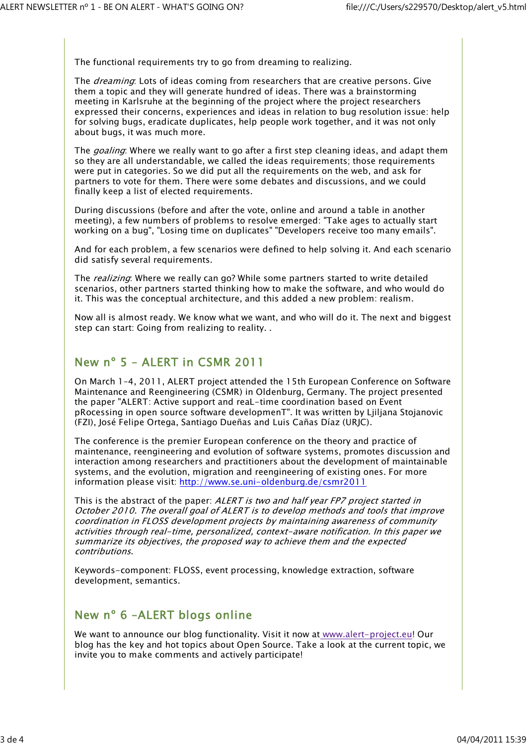The functional requirements try to go from dreaming to realizing.

The *dreaming*: Lots of ideas coming from researchers that are creative persons. Give them a topic and they will generate hundred of ideas. There was a brainstorming meeting in Karlsruhe at the beginning of the project where the project researchers expressed their concerns, experiences and ideas in relation to bug resolution issue: help for solving bugs, eradicate duplicates, help people work together, and it was not only about bugs, it was much more.

The *goaling*: Where we really want to go after a first step cleaning ideas, and adapt them so they are all understandable, we called the ideas requirements; those requirements were put in categories. So we did put all the requirements on the web, and ask for partners to vote for them. There were some debates and discussions, and we could finally keep a list of elected requirements.

During discussions (before and after the vote, online and around a table in another meeting), a few numbers of problems to resolve emerged: "Take ages to actually start working on a bug", "Losing time on duplicates" "Developers receive too many emails".

And for each problem, a few scenarios were defined to help solving it. And each scenario did satisfy several requirements.

The *realizing*: Where we really can go? While some partners started to write detailed scenarios, other partners started thinking how to make the software, and who would do it. This was the conceptual architecture, and this added a new problem: realism.

Now all is almost ready. We know what we want, and who will do it. The next and biggest step can start: Going from realizing to reality. .

## New nº 5 – ALERT in CSMR 2011

On March 1-4, 2011, ALERT project attended the 15th European Conference on Software Maintenance and Reengineering (CSMR) in Oldenburg, Germany. The project presented the paper "ALERT: Active support and reaL-time coordination based on Event pRocessing in open source software developmenT". It was written by Ljiljana Stojanovic (FZI), José Felipe Ortega, Santiago Dueñas and Luis Cañas Díaz (URJC).

The conference is the premier European conference on the theory and practice of maintenance, reengineering and evolution of software systems, promotes discussion and interaction among researchers and practitioners about the development of maintainable systems, and the evolution, migration and reengineering of existing ones. For more information please visit: http://www.se.uni-oldenburg.de/csmr2011

This is the abstract of the paper: *ALERT is two and half year FP7 project started in October 2010. The overall goal of ALERT is to develop methods and tools that improve coordination in FLOSS development projects by maintaining awareness of community activities through real-time, personalized, context-aware notification. In this paper we summarize its objectives, the proposed way to achieve them and the expected contributions.*

Keywords-component: FLOSS, event processing, knowledge extraction, software development, semantics.

## New nº 6 –ALERT blogs online

We want to announce our blog functionality. Visit it now at www.alert-project.eu! Our blog has the key and hot topics about Open Source. Take a look at the current topic, we invite you to make comments and actively participate!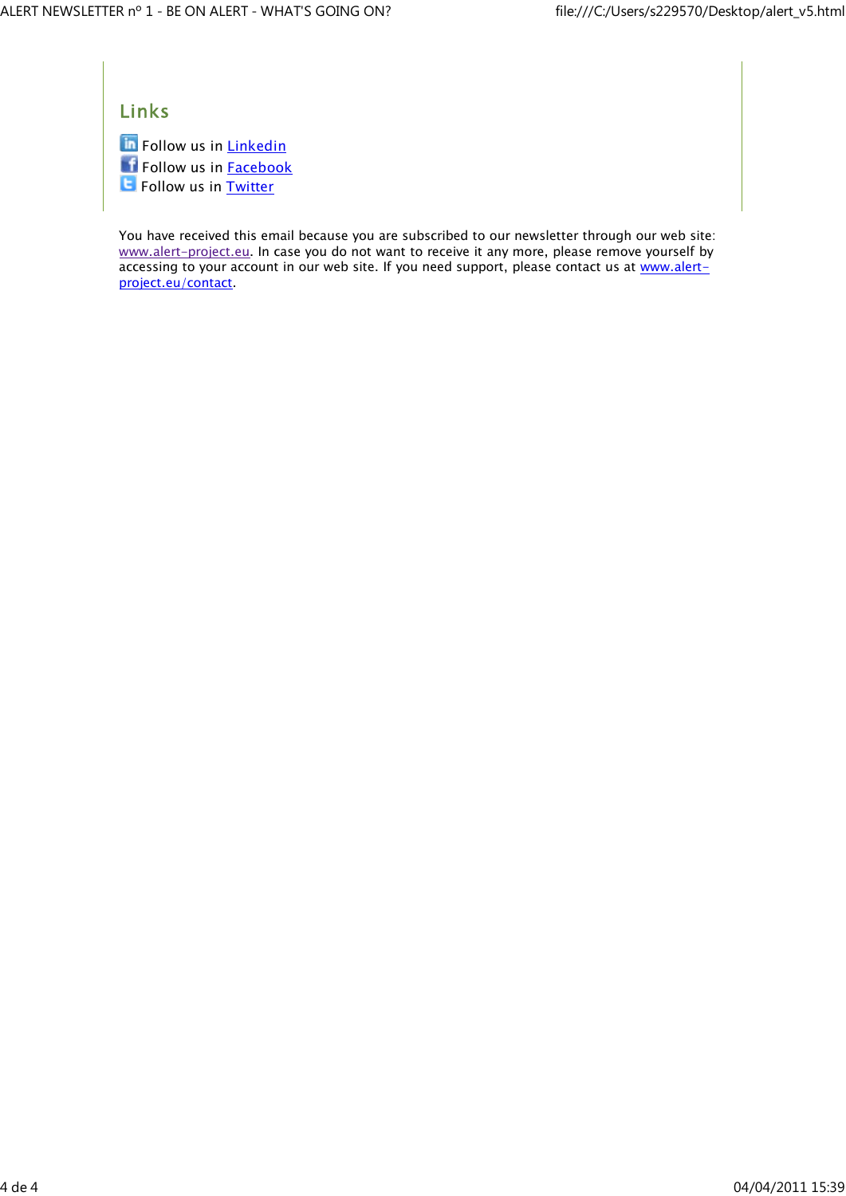## Links

Follow us in Linkedin
Follow us in Facebook
Follow us in Twitter

You have received this email because you are subscribed to our newsletter through our web site: www.alert-project.eu. In case you do not want to receive it any more, please remove yourself by accessing to your account in our web site. If you need support, please contact us at www.alert-project.eu/contact.